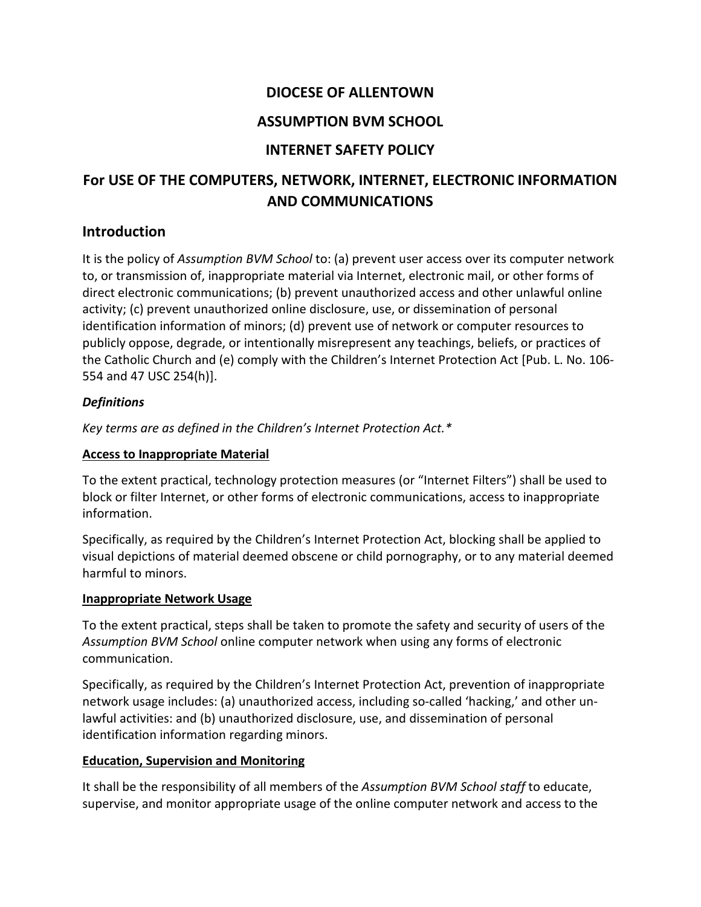# DIOCESE OF ALLENTOWN

# ASSUMPTION BVM SCHOOL

# INTERNET SAFETY POLICY

## For USE OF THE COMPUTERS, NETWORK, INTERNET, ELECTRONIC INFORMATION AND COMMUNICATIONS

## Introduction

It is the policy of *Assumption BVM School* to: (a) prevent user access over its computer network to, or transmission of, inappropriate material via Internet, electronic mail, or other forms of direct electronic communications; (b) prevent unauthorized access and other unlawful online activity; (c) prevent unauthorized online disclosure, use, or dissemination of personal identification information of minors; (d) prevent use of network or computer resources to publicly oppose, degrade, or intentionally misrepresent any teachings, beliefs, or practices of the Catholic Church and (e) comply with the Children's Internet Protection Act [Pub. L. No. 106-554 and 47 USC 254(h)].

***Definitions***

*Key terms are as defined in the Children's Internet Protection Act.**

**Access to Inappropriate Material**

To the extent practical, technology protection measures (or "Internet Filters") shall be used to block or filter Internet, or other forms of electronic communications, access to inappropriate information.

Specifically, as required by the Children's Internet Protection Act, blocking shall be applied to visual depictions of material deemed obscene or child pornography, or to any material deemed harmful to minors.

**Inappropriate Network Usage**

To the extent practical, steps shall be taken to promote the safety and security of users of the *Assumption BVM School* online computer network when using any forms of electronic communication.

Specifically, as required by the Children's Internet Protection Act, prevention of inappropriate network usage includes: (a) unauthorized access, including so-called 'hacking,' and other unlawful activities: and (b) unauthorized disclosure, use, and dissemination of personal identification information regarding minors.

**Education, Supervision and Monitoring**

It shall be the responsibility of all members of the *Assumption BVM School staff* to educate, supervise, and monitor appropriate usage of the online computer network and access to the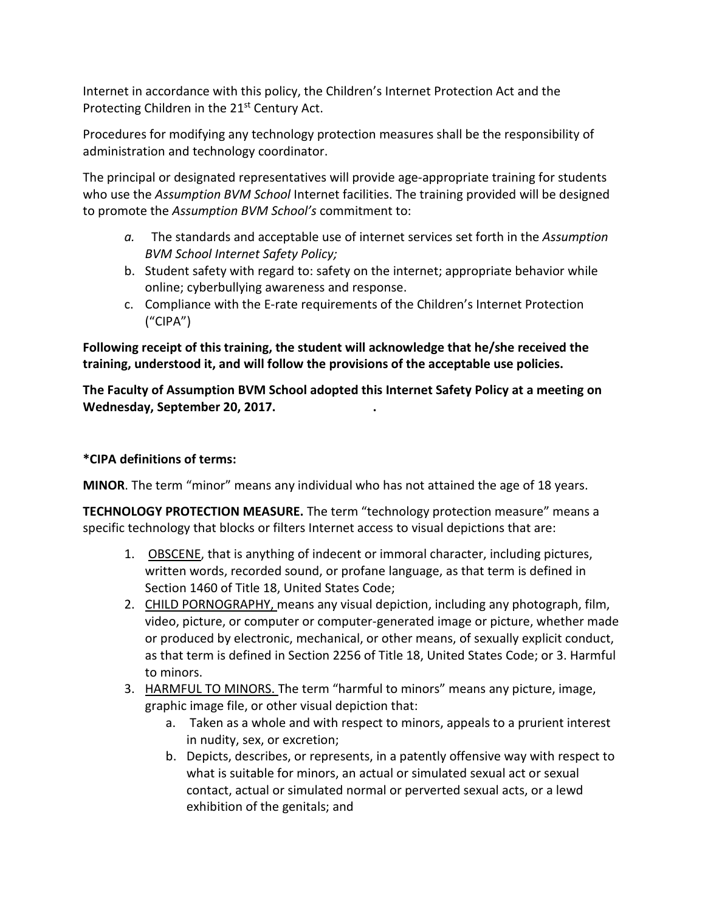Internet in accordance with this policy, the Children's Internet Protection Act and the Protecting Children in the 21st Century Act.

Procedures for modifying any technology protection measures shall be the responsibility of administration and technology coordinator.

The principal or designated representatives will provide age-appropriate training for students who use the *Assumption BVM School* Internet facilities. The training provided will be designed to promote the *Assumption BVM School's* commitment to:

*a.* The standards and acceptable use of internet services set forth in the *Assumption BVM School Internet Safety Policy;*

b. Student safety with regard to: safety on the internet; appropriate behavior while online; cyberbullying awareness and response.

c. Compliance with the E-rate requirements of the Children's Internet Protection ("CIPA")

**Following receipt of this training, the student will acknowledge that he/she received the training, understood it, and will follow the provisions of the acceptable use policies.**

**The Faculty of Assumption BVM School adopted this Internet Safety Policy at a meeting on Wednesday, September 20, 2017. .**

**\*CIPA definitions of terms:**

**MINOR**. The term "minor" means any individual who has not attained the age of 18 years.

**TECHNOLOGY PROTECTION MEASURE.** The term "technology protection measure" means a specific technology that blocks or filters Internet access to visual depictions that are:

1. OBSCENE, that is anything of indecent or immoral character, including pictures, written words, recorded sound, or profane language, as that term is defined in Section 1460 of Title 18, United States Code;
2. CHILD PORNOGRAPHY, means any visual depiction, including any photograph, film, video, picture, or computer or computer-generated image or picture, whether made or produced by electronic, mechanical, or other means, of sexually explicit conduct, as that term is defined in Section 2256 of Title 18, United States Code; or 3. Harmful to minors.
3. HARMFUL TO MINORS. The term "harmful to minors" means any picture, image, graphic image file, or other visual depiction that:
    a. Taken as a whole and with respect to minors, appeals to a prurient interest in nudity, sex, or excretion;
    b. Depicts, describes, or represents, in a patently offensive way with respect to what is suitable for minors, an actual or simulated sexual act or sexual contact, actual or simulated normal or perverted sexual acts, or a lewd exhibition of the genitals; and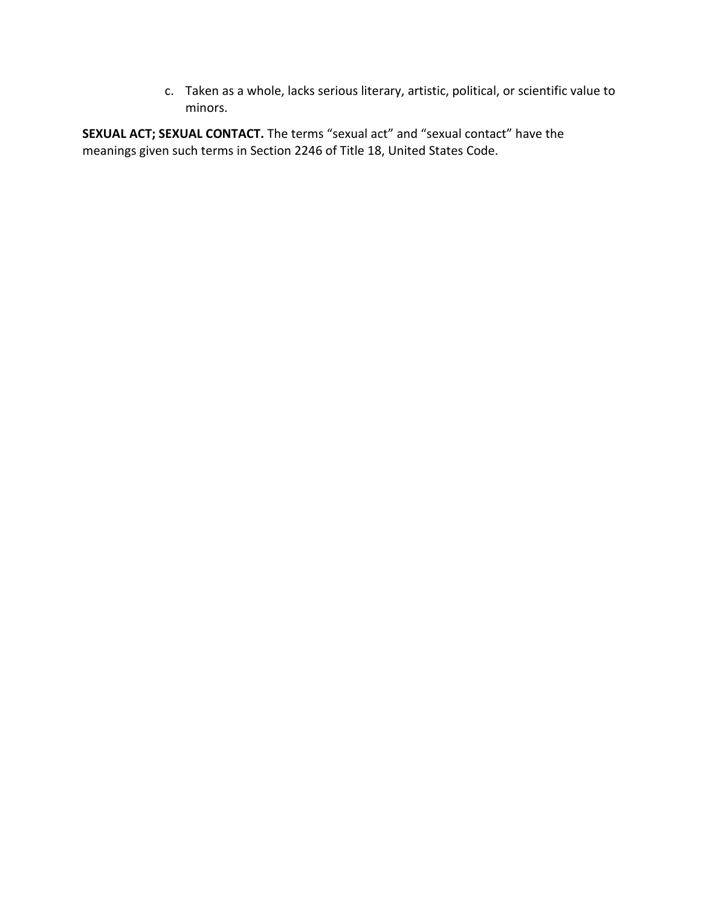c. Taken as a whole, lacks serious literary, artistic, political, or scientific value to minors.

**SEXUAL ACT; SEXUAL CONTACT.** The terms "sexual act" and "sexual contact" have the meanings given such terms in Section 2246 of Title 18, United States Code.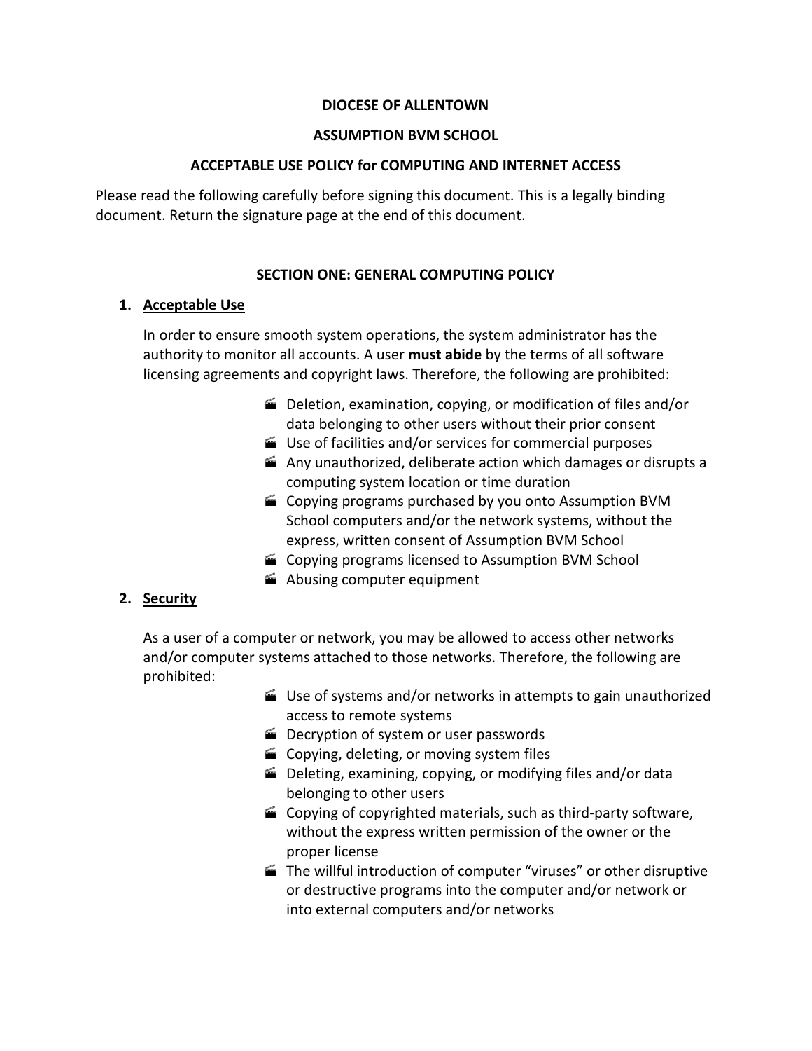**DIOCESE OF ALLENTOWN**

**ASSUMPTION BVM SCHOOL**

**ACCEPTABLE USE POLICY for COMPUTING AND INTERNET ACCESS**

Please read the following carefully before signing this document. This is a legally binding document. Return the signature page at the end of this document.

## SECTION ONE: GENERAL COMPUTING POLICY

1. **Acceptable Use**

   In order to ensure smooth system operations, the system administrator has the authority to monitor all accounts. A user **must abide** by the terms of all software licensing agreements and copyright laws. Therefore, the following are prohibited:

   - Deletion, examination, copying, or modification of files and/or data belonging to other users without their prior consent
   - Use of facilities and/or services for commercial purposes
   - Any unauthorized, deliberate action which damages or disrupts a computing system location or time duration
   - Copying programs purchased by you onto Assumption BVM School computers and/or the network systems, without the express, written consent of Assumption BVM School
   - Copying programs licensed to Assumption BVM School
   - Abusing computer equipment

2. **Security**

   As a user of a computer or network, you may be allowed to access other networks and/or computer systems attached to those networks. Therefore, the following are prohibited:

   - Use of systems and/or networks in attempts to gain unauthorized access to remote systems
   - Decryption of system or user passwords
   - Copying, deleting, or moving system files
   - Deleting, examining, copying, or modifying files and/or data belonging to other users
   - Copying of copyrighted materials, such as third-party software, without the express written permission of the owner or the proper license
   - The willful introduction of computer "viruses" or other disruptive or destructive programs into the computer and/or network or into external computers and/or networks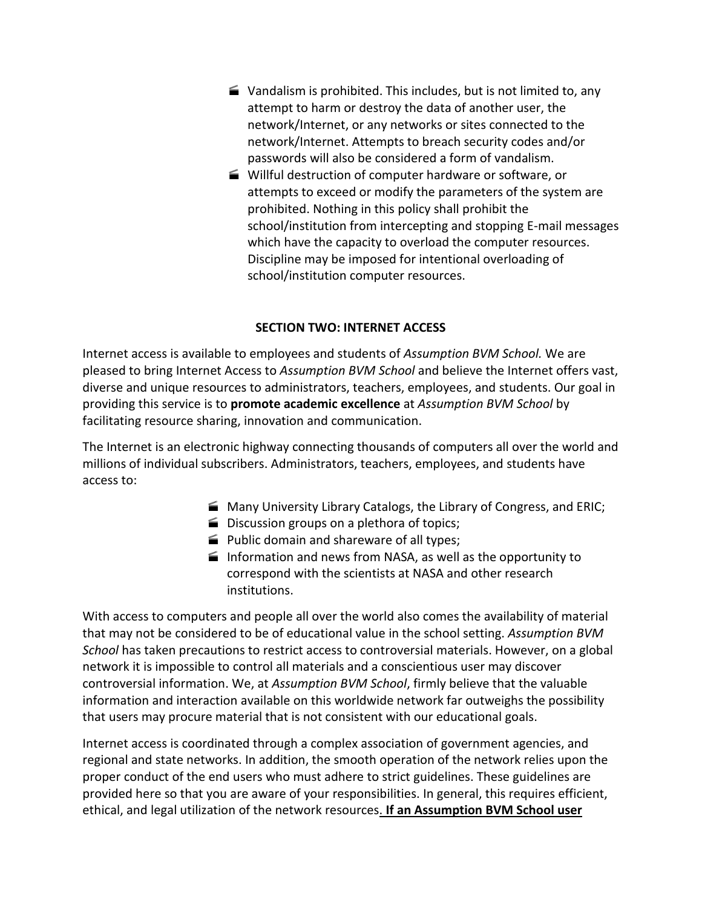- Vandalism is prohibited. This includes, but is not limited to, any attempt to harm or destroy the data of another user, the network/Internet, or any networks or sites connected to the network/Internet. Attempts to breach security codes and/or passwords will also be considered a form of vandalism.
- Willful destruction of computer hardware or software, or attempts to exceed or modify the parameters of the system are prohibited. Nothing in this policy shall prohibit the school/institution from intercepting and stopping E-mail messages which have the capacity to overload the computer resources. Discipline may be imposed for intentional overloading of school/institution computer resources.

## SECTION TWO: INTERNET ACCESS

Internet access is available to employees and students of *Assumption BVM School.* We are pleased to bring Internet Access to *Assumption BVM School* and believe the Internet offers vast, diverse and unique resources to administrators, teachers, employees, and students. Our goal in providing this service is to **promote academic excellence** at *Assumption BVM School* by facilitating resource sharing, innovation and communication.

The Internet is an electronic highway connecting thousands of computers all over the world and millions of individual subscribers. Administrators, teachers, employees, and students have access to:

- Many University Library Catalogs, the Library of Congress, and ERIC;
- Discussion groups on a plethora of topics;
- Public domain and shareware of all types;
- Information and news from NASA, as well as the opportunity to correspond with the scientists at NASA and other research institutions.

With access to computers and people all over the world also comes the availability of material that may not be considered to be of educational value in the school setting. *Assumption BVM School* has taken precautions to restrict access to controversial materials. However, on a global network it is impossible to control all materials and a conscientious user may discover controversial information. We, at *Assumption BVM School*, firmly believe that the valuable information and interaction available on this worldwide network far outweighs the possibility that users may procure material that is not consistent with our educational goals.

Internet access is coordinated through a complex association of government agencies, and regional and state networks. In addition, the smooth operation of the network relies upon the proper conduct of the end users who must adhere to strict guidelines. These guidelines are provided here so that you are aware of your responsibilities. In general, this requires efficient, ethical, and legal utilization of the network resources**. If an Assumption BVM School user**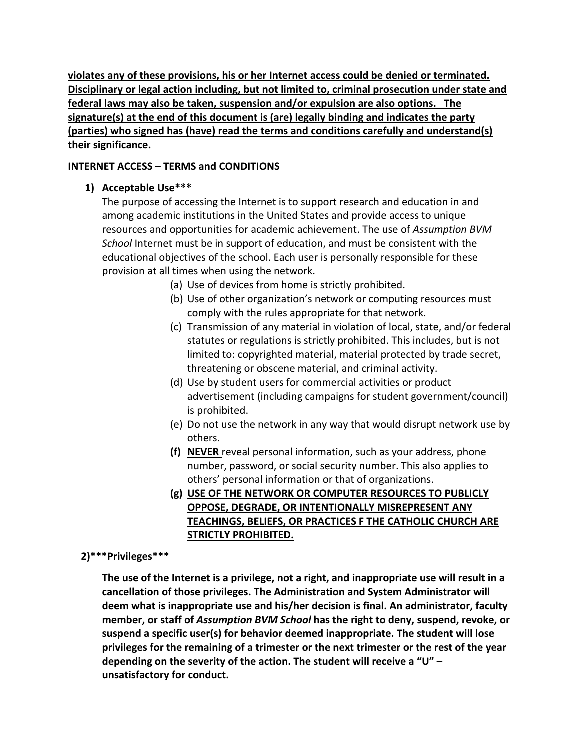<u>**violates any of these provisions, his or her Internet access could be denied or terminated. Disciplinary or legal action including, but not limited to, criminal prosecution under state and federal laws may also be taken, suspension and/or expulsion are also options. The signature(s) at the end of this document is (are) legally binding and indicates the party (parties) who signed has (have) read the terms and conditions carefully and understand(s) their significance.**</u>

**INTERNET ACCESS – TERMS and CONDITIONS**

**1) Acceptable Use*****

The purpose of accessing the Internet is to support research and education in and among academic institutions in the United States and provide access to unique resources and opportunities for academic achievement. The use of *Assumption BVM School* Internet must be in support of education, and must be consistent with the educational objectives of the school. Each user is personally responsible for these provision at all times when using the network.

(a) Use of devices from home is strictly prohibited.

(b) Use of other organization's network or computing resources must comply with the rules appropriate for that network.

(c) Transmission of any material in violation of local, state, and/or federal statutes or regulations is strictly prohibited. This includes, but is not limited to: copyrighted material, material protected by trade secret, threatening or obscene material, and criminal activity.

(d) Use by student users for commercial activities or product advertisement (including campaigns for student government/council) is prohibited.

(e) Do not use the network in any way that would disrupt network use by others.

**(f)** <u>**NEVER**</u> reveal personal information, such as your address, phone number, password, or social security number. This also applies to others' personal information or that of organizations.

**(g)** <u>**USE OF THE NETWORK OR COMPUTER RESOURCES TO PUBLICLY OPPOSE, DEGRADE, OR INTENTIONALLY MISREPRESENT ANY TEACHINGS, BELIEFS, OR PRACTICES F THE CATHOLIC CHURCH ARE STRICTLY PROHIBITED.**</u>

**2)***Privileges*****

**The use of the Internet is a privilege, not a right, and inappropriate use will result in a cancellation of those privileges. The Administration and System Administrator will deem what is inappropriate use and his/her decision is final. An administrator, faculty member, or staff of *Assumption BVM School* has the right to deny, suspend, revoke, or suspend a specific user(s) for behavior deemed inappropriate. The student will lose privileges for the remaining of a trimester or the next trimester or the rest of the year depending on the severity of the action. The student will receive a "U" – unsatisfactory for conduct.**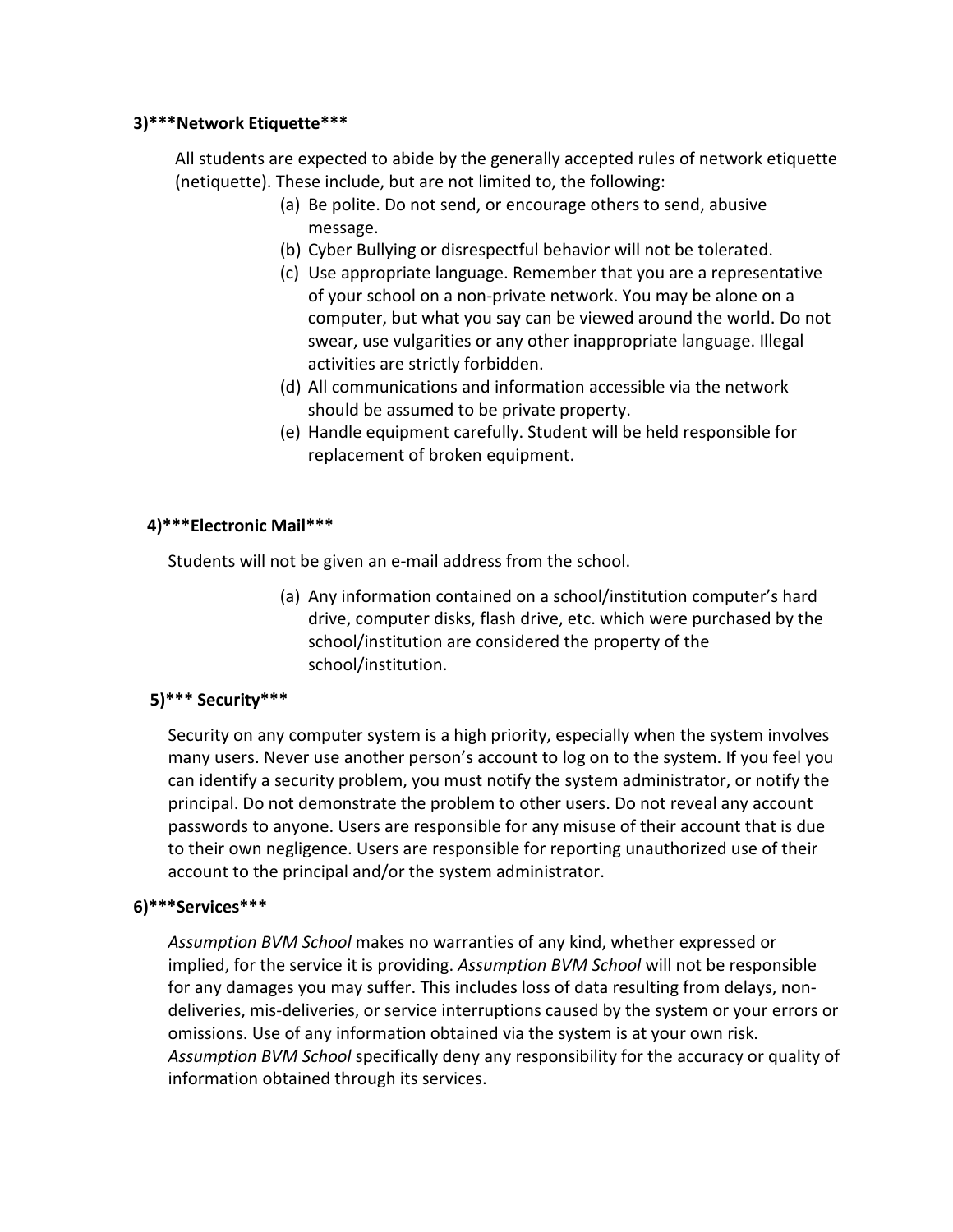**3)***Network Etiquette*****

All students are expected to abide by the generally accepted rules of network etiquette (netiquette). These include, but are not limited to, the following:

(a) Be polite. Do not send, or encourage others to send, abusive message.
(b) Cyber Bullying or disrespectful behavior will not be tolerated.
(c) Use appropriate language. Remember that you are a representative of your school on a non-private network. You may be alone on a computer, but what you say can be viewed around the world. Do not swear, use vulgarities or any other inappropriate language. Illegal activities are strictly forbidden.
(d) All communications and information accessible via the network should be assumed to be private property.
(e) Handle equipment carefully. Student will be held responsible for replacement of broken equipment.

**4)***Electronic Mail*****

Students will not be given an e-mail address from the school.

(a) Any information contained on a school/institution computer's hard drive, computer disks, flash drive, etc. which were purchased by the school/institution are considered the property of the school/institution.

**5)*** Security*****

Security on any computer system is a high priority, especially when the system involves many users. Never use another person's account to log on to the system. If you feel you can identify a security problem, you must notify the system administrator, or notify the principal. Do not demonstrate the problem to other users. Do not reveal any account passwords to anyone. Users are responsible for any misuse of their account that is due to their own negligence. Users are responsible for reporting unauthorized use of their account to the principal and/or the system administrator.

**6)***Services*****

*Assumption BVM School* makes no warranties of any kind, whether expressed or implied, for the service it is providing. *Assumption BVM School* will not be responsible for any damages you may suffer. This includes loss of data resulting from delays, non-deliveries, mis-deliveries, or service interruptions caused by the system or your errors or omissions. Use of any information obtained via the system is at your own risk. *Assumption BVM School* specifically deny any responsibility for the accuracy or quality of information obtained through its services.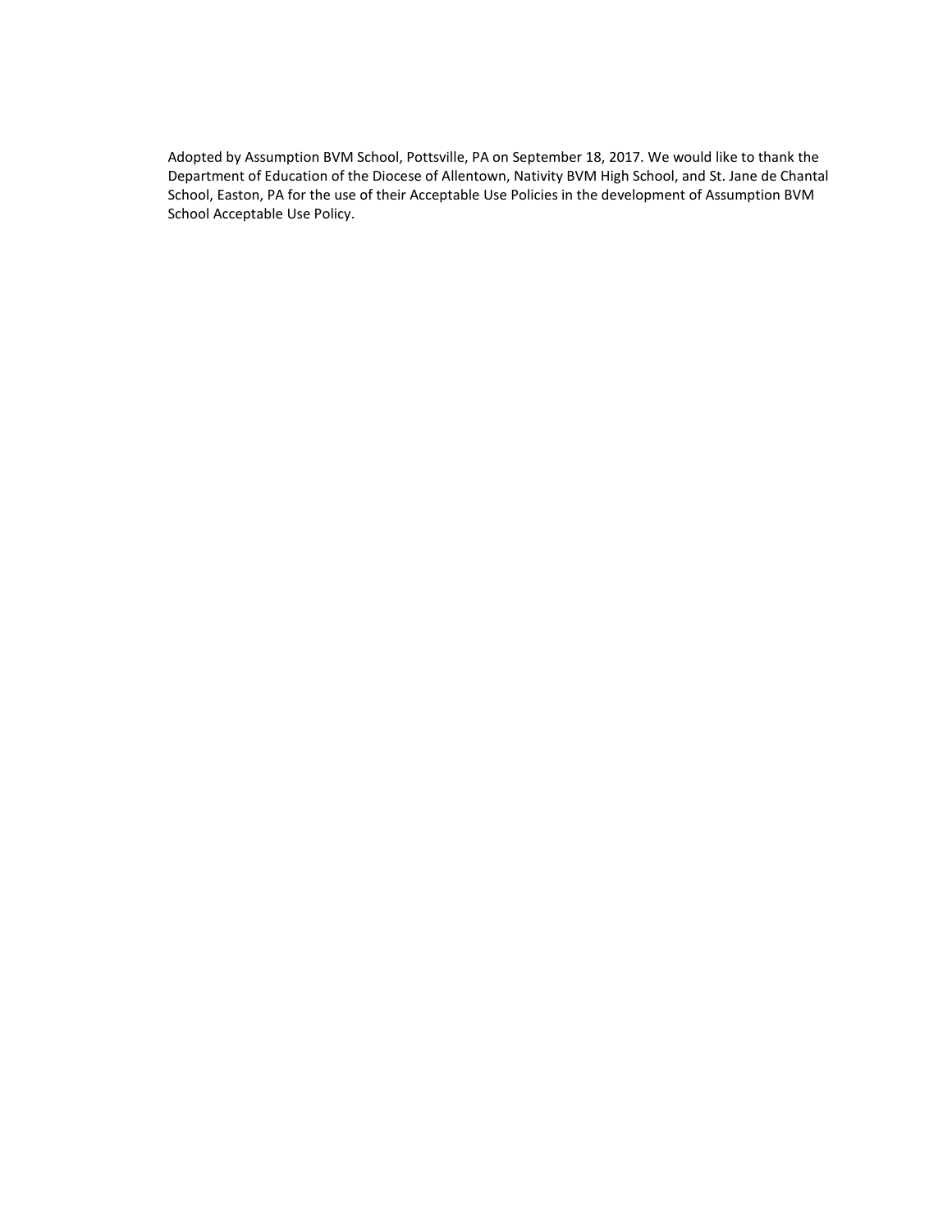Adopted by Assumption BVM School, Pottsville, PA on September 18, 2017. We would like to thank the Department of Education of the Diocese of Allentown, Nativity BVM High School, and St. Jane de Chantal School, Easton, PA for the use of their Acceptable Use Policies in the development of Assumption BVM School Acceptable Use Policy.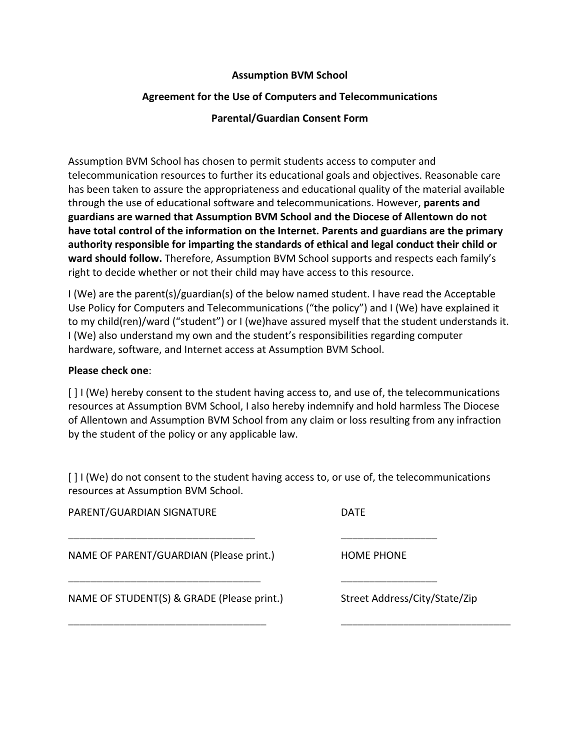**Assumption BVM School**

**Agreement for the Use of Computers and Telecommunications**

**Parental/Guardian Consent Form**

Assumption BVM School has chosen to permit students access to computer and telecommunication resources to further its educational goals and objectives. Reasonable care has been taken to assure the appropriateness and educational quality of the material available through the use of educational software and telecommunications. However, **parents and guardians are warned that Assumption BVM School and the Diocese of Allentown do not have total control of the information on the Internet. Parents and guardians are the primary authority responsible for imparting the standards of ethical and legal conduct their child or ward should follow.** Therefore, Assumption BVM School supports and respects each family's right to decide whether or not their child may have access to this resource.

I (We) are the parent(s)/guardian(s) of the below named student. I have read the Acceptable Use Policy for Computers and Telecommunications ("the policy") and I (We) have explained it to my child(ren)/ward ("student") or I (we)have assured myself that the student understands it. I (We) also understand my own and the student's responsibilities regarding computer hardware, software, and Internet access at Assumption BVM School.

**Please check one**:

[ ] I (We) hereby consent to the student having access to, and use of, the telecommunications resources at Assumption BVM School, I also hereby indemnify and hold harmless The Diocese of Allentown and Assumption BVM School from any claim or loss resulting from any infraction by the student of the policy or any applicable law.

[ ] I (We) do not consent to the student having access to, or use of, the telecommunications resources at Assumption BVM School.

PARENT/GUARDIAN SIGNATURE ________________________________ DATE ________________

NAME OF PARENT/GUARDIAN (Please print.) ________________________________ HOME PHONE ________________

NAME OF STUDENT(S) & GRADE (Please print.) ________________________________ Street Address/City/State/Zip ______________________________